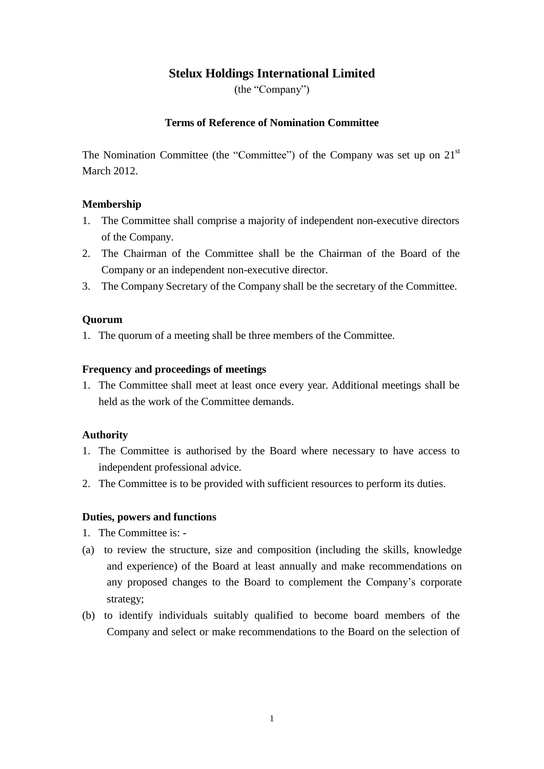# Stelux Holdings International Limited

(the "Company")

## Terms of Reference of Nomination Committee

The Nomination Committee (the "Committee") of the Company was set up on 21st March 2012.

### Membership

1. The Committee shall comprise a majority of independent non-executive directors of the Company.
2. The Chairman of the Committee shall be the Chairman of the Board of the Company or an independent non-executive director.
3. The Company Secretary of the Company shall be the secretary of the Committee.

### Quorum

1. The quorum of a meeting shall be three members of the Committee.

### Frequency and proceedings of meetings

1. The Committee shall meet at least once every year. Additional meetings shall be held as the work of the Committee demands.

### Authority

1. The Committee is authorised by the Board where necessary to have access to independent professional advice.
2. The Committee is to be provided with sufficient resources to perform its duties.

### Duties, powers and functions

1. The Committee is: -

(a) to review the structure, size and composition (including the skills, knowledge and experience) of the Board at least annually and make recommendations on any proposed changes to the Board to complement the Company's corporate strategy;

(b) to identify individuals suitably qualified to become board members of the Company and select or make recommendations to the Board on the selection of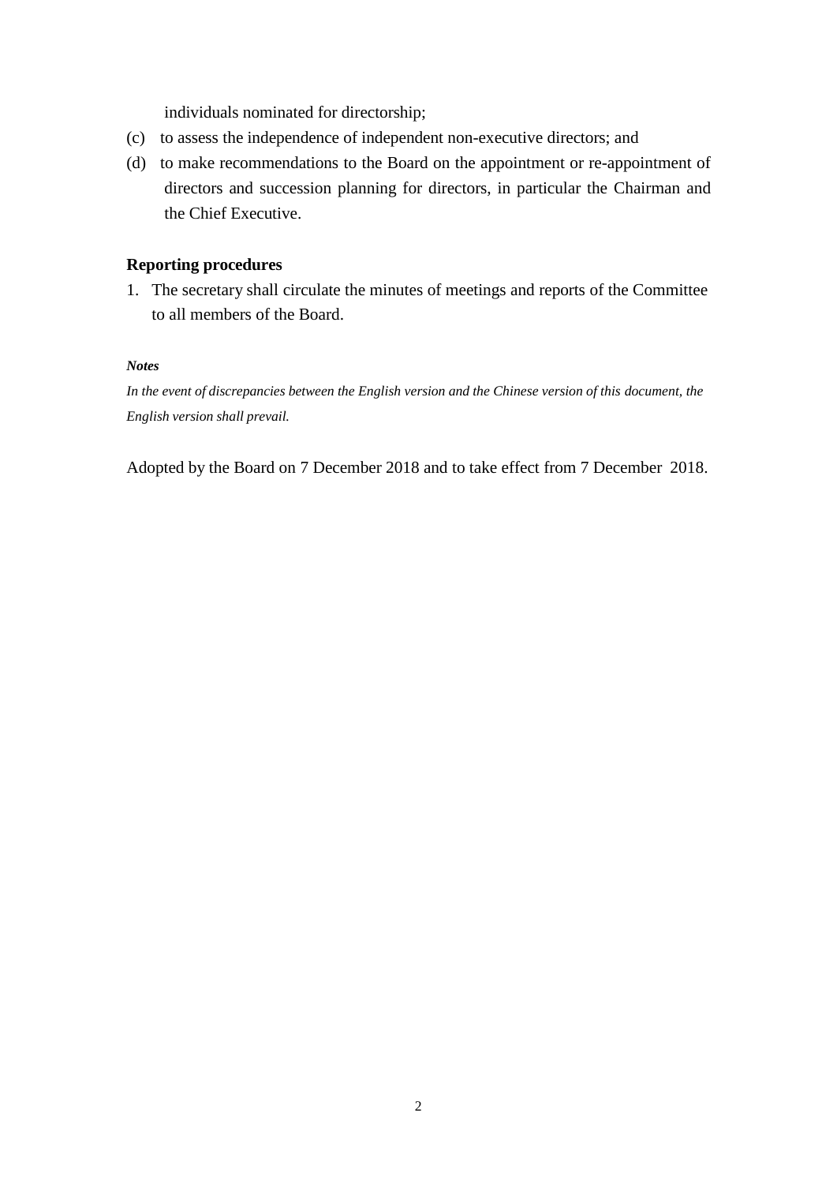individuals nominated for directorship;

(c) to assess the independence of independent non-executive directors; and

(d) to make recommendations to the Board on the appointment or re-appointment of directors and succession planning for directors, in particular the Chairman and the Chief Executive.

**Reporting procedures**

1. The secretary shall circulate the minutes of meetings and reports of the Committee to all members of the Board.

***Notes***

*In the event of discrepancies between the English version and the Chinese version of this document, the English version shall prevail.*

Adopted by the Board on 7 December 2018 and to take effect from 7 December 2018.